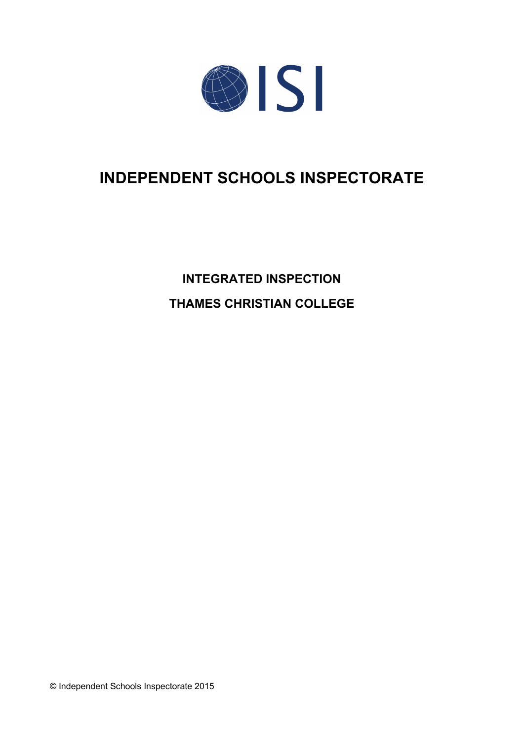ISI

# INDEPENDENT SCHOOLS INSPECTORATE

## INTEGRATED INSPECTION

## THAMES CHRISTIAN COLLEGE

© Independent Schools Inspectorate 2015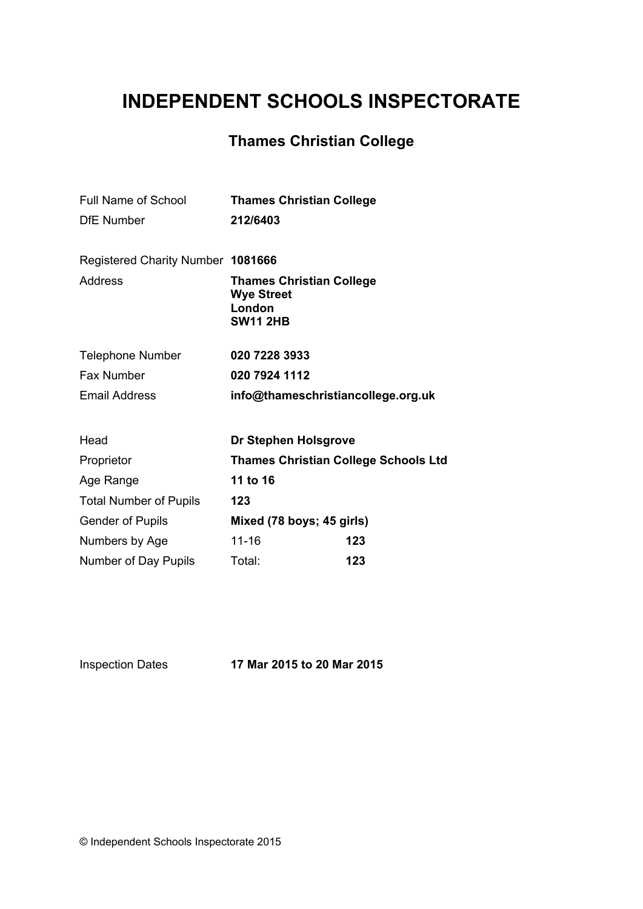# INDEPENDENT SCHOOLS INSPECTORATE

## Thames Christian College

| | | |
|---|---|---|
| Full Name of School | **Thames Christian College** | |
| DfE Number | **212/6403** | |
| Registered Charity Number | **1081666** | |
| Address | **Thames Christian College**<br>**Wye Street**<br>**London**<br>**SW11 2HB** | |
| Telephone Number | **020 7228 3933** | |
| Fax Number | **020 7924 1112** | |
| Email Address | **info@thameschristiancollege.org.uk** | |
| Head | **Dr Stephen Holsgrove** | |
| Proprietor | **Thames Christian College Schools Ltd** | |
| Age Range | **11 to 16** | |
| Total Number of Pupils | **123** | |
| Gender of Pupils | **Mixed (78 boys; 45 girls)** | |
| Numbers by Age | 11-16 | **123** |
| Number of Day Pupils | Total: | **123** |
| Inspection Dates | **17 Mar 2015 to 20 Mar 2015** | |

© Independent Schools Inspectorate 2015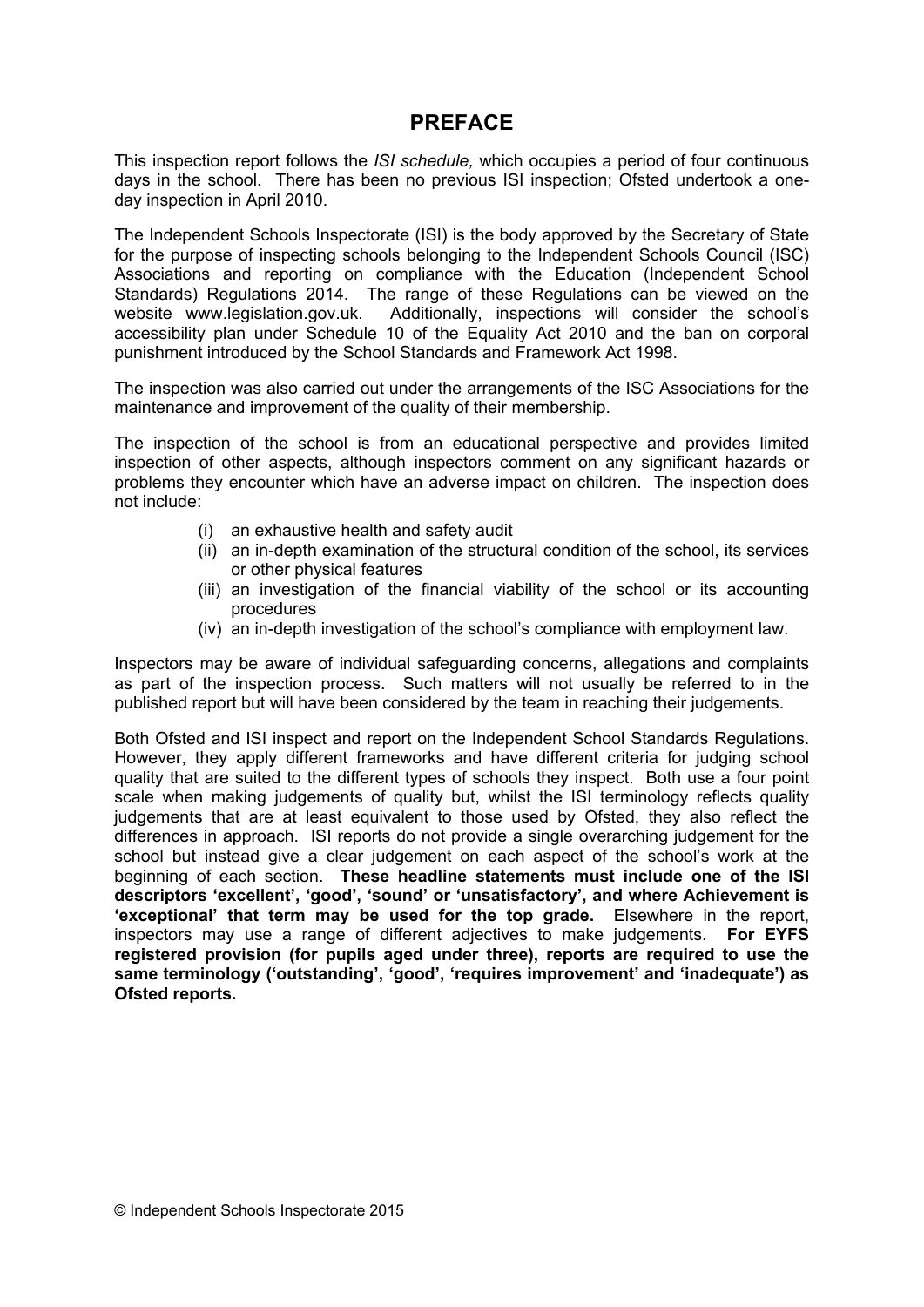## PREFACE

This inspection report follows the *ISI schedule,* which occupies a period of four continuous days in the school. There has been no previous ISI inspection; Ofsted undertook a one-day inspection in April 2010.

The Independent Schools Inspectorate (ISI) is the body approved by the Secretary of State for the purpose of inspecting schools belonging to the Independent Schools Council (ISC) Associations and reporting on compliance with the Education (Independent School Standards) Regulations 2014. The range of these Regulations can be viewed on the website www.legislation.gov.uk. Additionally, inspections will consider the school's accessibility plan under Schedule 10 of the Equality Act 2010 and the ban on corporal punishment introduced by the School Standards and Framework Act 1998.

The inspection was also carried out under the arrangements of the ISC Associations for the maintenance and improvement of the quality of their membership.

The inspection of the school is from an educational perspective and provides limited inspection of other aspects, although inspectors comment on any significant hazards or problems they encounter which have an adverse impact on children. The inspection does not include:

(i) an exhaustive health and safety audit
(ii) an in-depth examination of the structural condition of the school, its services or other physical features
(iii) an investigation of the financial viability of the school or its accounting procedures
(iv) an in-depth investigation of the school's compliance with employment law.

Inspectors may be aware of individual safeguarding concerns, allegations and complaints as part of the inspection process. Such matters will not usually be referred to in the published report but will have been considered by the team in reaching their judgements.

Both Ofsted and ISI inspect and report on the Independent School Standards Regulations. However, they apply different frameworks and have different criteria for judging school quality that are suited to the different types of schools they inspect. Both use a four point scale when making judgements of quality but, whilst the ISI terminology reflects quality judgements that are at least equivalent to those used by Ofsted, they also reflect the differences in approach. ISI reports do not provide a single overarching judgement for the school but instead give a clear judgement on each aspect of the school's work at the beginning of each section. **These headline statements must include one of the ISI descriptors 'excellent', 'good', 'sound' or 'unsatisfactory', and where Achievement is 'exceptional' that term may be used for the top grade.** Elsewhere in the report, inspectors may use a range of different adjectives to make judgements. **For EYFS registered provision (for pupils aged under three), reports are required to use the same terminology ('outstanding', 'good', 'requires improvement' and 'inadequate') as Ofsted reports.**

© Independent Schools Inspectorate 2015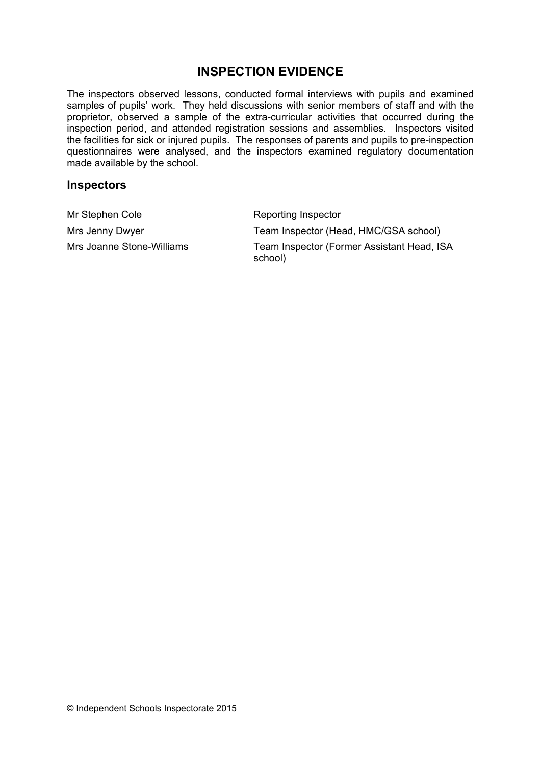## INSPECTION EVIDENCE

The inspectors observed lessons, conducted formal interviews with pupils and examined samples of pupils' work. They held discussions with senior members of staff and with the proprietor, observed a sample of the extra-curricular activities that occurred during the inspection period, and attended registration sessions and assemblies. Inspectors visited the facilities for sick or injured pupils. The responses of parents and pupils to pre-inspection questionnaires were analysed, and the inspectors examined regulatory documentation made available by the school.

### Inspectors

| | |
|---|---|
| Mr Stephen Cole | Reporting Inspector |
| Mrs Jenny Dwyer | Team Inspector (Head, HMC/GSA school) |
| Mrs Joanne Stone-Williams | Team Inspector (Former Assistant Head, ISA school) |

© Independent Schools Inspectorate 2015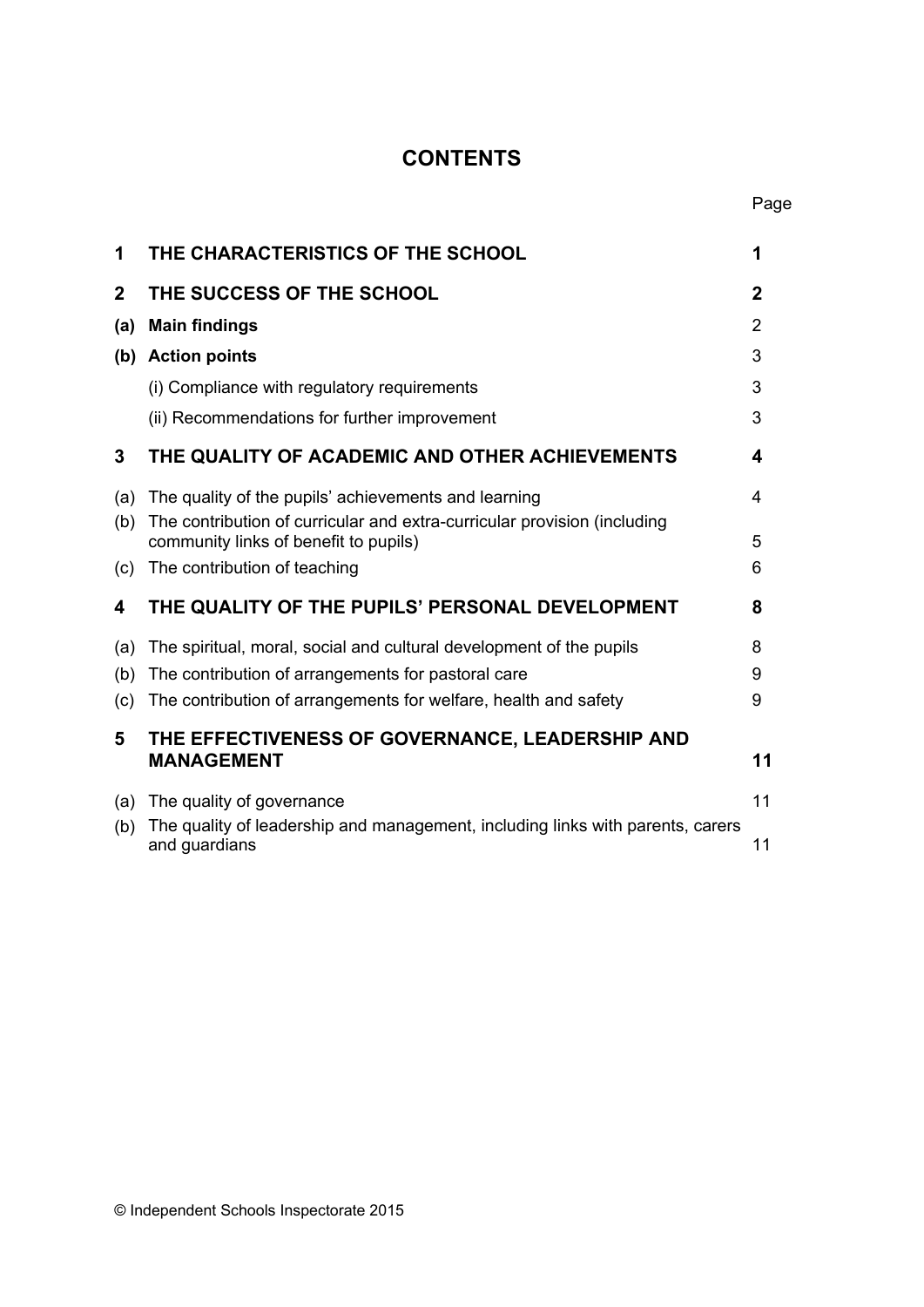# CONTENTS

| | | Page |
|---|---|---|
| **1** | **THE CHARACTERISTICS OF THE SCHOOL** | **1** |
| **2** | **THE SUCCESS OF THE SCHOOL** | **2** |
| **(a)** | **Main findings** | 2 |
| **(b)** | **Action points** | 3 |
| | (i) Compliance with regulatory requirements | 3 |
| | (ii) Recommendations for further improvement | 3 |
| **3** | **THE QUALITY OF ACADEMIC AND OTHER ACHIEVEMENTS** | **4** |
| (a) | The quality of the pupils' achievements and learning | 4 |
| (b) | The contribution of curricular and extra-curricular provision (including community links of benefit to pupils) | 5 |
| (c) | The contribution of teaching | 6 |
| **4** | **THE QUALITY OF THE PUPILS' PERSONAL DEVELOPMENT** | **8** |
| (a) | The spiritual, moral, social and cultural development of the pupils | 8 |
| (b) | The contribution of arrangements for pastoral care | 9 |
| (c) | The contribution of arrangements for welfare, health and safety | 9 |
| **5** | **THE EFFECTIVENESS OF GOVERNANCE, LEADERSHIP AND MANAGEMENT** | **11** |
| (a) | The quality of governance | 11 |
| (b) | The quality of leadership and management, including links with parents, carers and guardians | 11 |

© Independent Schools Inspectorate 2015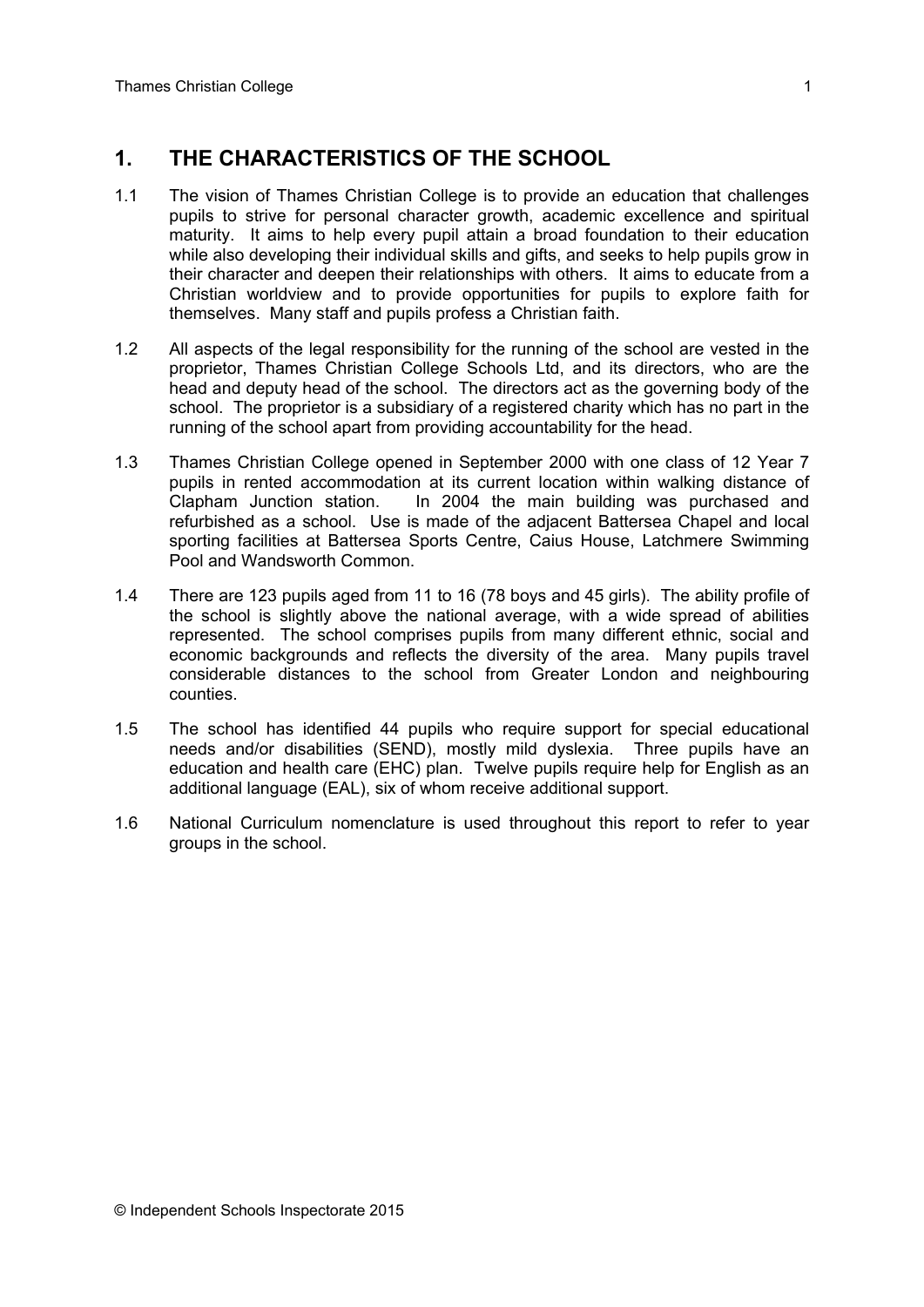## 1. THE CHARACTERISTICS OF THE SCHOOL

1.1 The vision of Thames Christian College is to provide an education that challenges pupils to strive for personal character growth, academic excellence and spiritual maturity. It aims to help every pupil attain a broad foundation to their education while also developing their individual skills and gifts, and seeks to help pupils grow in their character and deepen their relationships with others. It aims to educate from a Christian worldview and to provide opportunities for pupils to explore faith for themselves. Many staff and pupils profess a Christian faith.

1.2 All aspects of the legal responsibility for the running of the school are vested in the proprietor, Thames Christian College Schools Ltd, and its directors, who are the head and deputy head of the school. The directors act as the governing body of the school. The proprietor is a subsidiary of a registered charity which has no part in the running of the school apart from providing accountability for the head.

1.3 Thames Christian College opened in September 2000 with one class of 12 Year 7 pupils in rented accommodation at its current location within walking distance of Clapham Junction station. In 2004 the main building was purchased and refurbished as a school. Use is made of the adjacent Battersea Chapel and local sporting facilities at Battersea Sports Centre, Caius House, Latchmere Swimming Pool and Wandsworth Common.

1.4 There are 123 pupils aged from 11 to 16 (78 boys and 45 girls). The ability profile of the school is slightly above the national average, with a wide spread of abilities represented. The school comprises pupils from many different ethnic, social and economic backgrounds and reflects the diversity of the area. Many pupils travel considerable distances to the school from Greater London and neighbouring counties.

1.5 The school has identified 44 pupils who require support for special educational needs and/or disabilities (SEND), mostly mild dyslexia. Three pupils have an education and health care (EHC) plan. Twelve pupils require help for English as an additional language (EAL), six of whom receive additional support.

1.6 National Curriculum nomenclature is used throughout this report to refer to year groups in the school.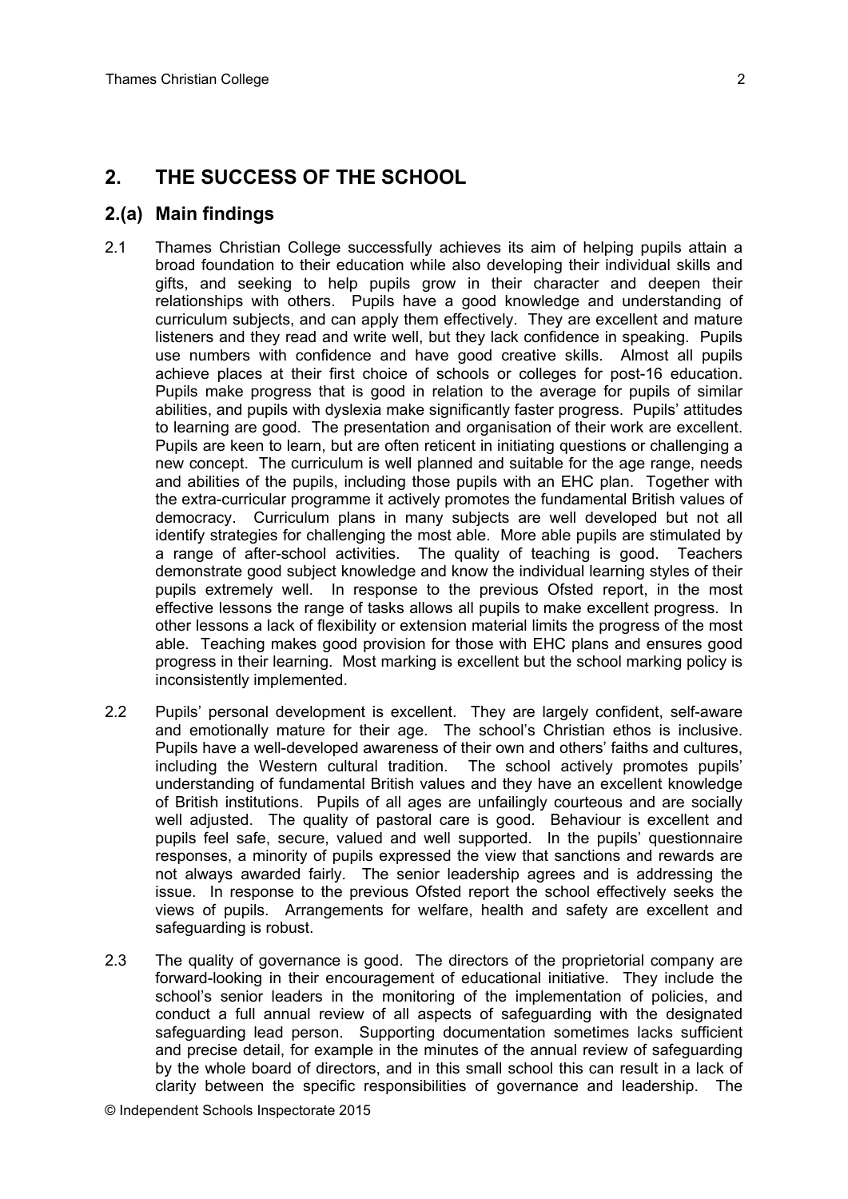## 2. THE SUCCESS OF THE SCHOOL

### 2.(a) Main findings

2.1 Thames Christian College successfully achieves its aim of helping pupils attain a broad foundation to their education while also developing their individual skills and gifts, and seeking to help pupils grow in their character and deepen their relationships with others. Pupils have a good knowledge and understanding of curriculum subjects, and can apply them effectively. They are excellent and mature listeners and they read and write well, but they lack confidence in speaking. Pupils use numbers with confidence and have good creative skills. Almost all pupils achieve places at their first choice of schools or colleges for post-16 education. Pupils make progress that is good in relation to the average for pupils of similar abilities, and pupils with dyslexia make significantly faster progress. Pupils' attitudes to learning are good. The presentation and organisation of their work are excellent. Pupils are keen to learn, but are often reticent in initiating questions or challenging a new concept. The curriculum is well planned and suitable for the age range, needs and abilities of the pupils, including those pupils with an EHC plan. Together with the extra-curricular programme it actively promotes the fundamental British values of democracy. Curriculum plans in many subjects are well developed but not all identify strategies for challenging the most able. More able pupils are stimulated by a range of after-school activities. The quality of teaching is good. Teachers demonstrate good subject knowledge and know the individual learning styles of their pupils extremely well. In response to the previous Ofsted report, in the most effective lessons the range of tasks allows all pupils to make excellent progress. In other lessons a lack of flexibility or extension material limits the progress of the most able. Teaching makes good provision for those with EHC plans and ensures good progress in their learning. Most marking is excellent but the school marking policy is inconsistently implemented.

2.2 Pupils' personal development is excellent. They are largely confident, self-aware and emotionally mature for their age. The school's Christian ethos is inclusive. Pupils have a well-developed awareness of their own and others' faiths and cultures, including the Western cultural tradition. The school actively promotes pupils' understanding of fundamental British values and they have an excellent knowledge of British institutions. Pupils of all ages are unfailingly courteous and are socially well adjusted. The quality of pastoral care is good. Behaviour is excellent and pupils feel safe, secure, valued and well supported. In the pupils' questionnaire responses, a minority of pupils expressed the view that sanctions and rewards are not always awarded fairly. The senior leadership agrees and is addressing the issue. In response to the previous Ofsted report the school effectively seeks the views of pupils. Arrangements for welfare, health and safety are excellent and safeguarding is robust.

2.3 The quality of governance is good. The directors of the proprietorial company are forward-looking in their encouragement of educational initiative. They include the school's senior leaders in the monitoring of the implementation of policies, and conduct a full annual review of all aspects of safeguarding with the designated safeguarding lead person. Supporting documentation sometimes lacks sufficient and precise detail, for example in the minutes of the annual review of safeguarding by the whole board of directors, and in this small school this can result in a lack of clarity between the specific responsibilities of governance and leadership. The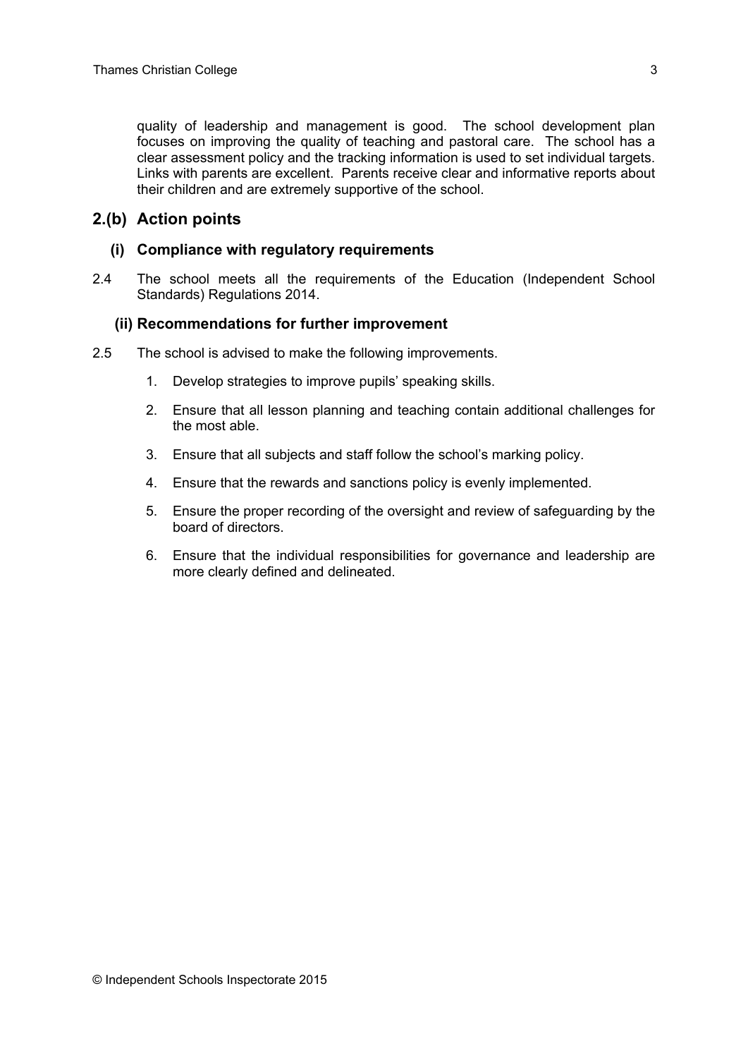quality of leadership and management is good. The school development plan focuses on improving the quality of teaching and pastoral care. The school has a clear assessment policy and the tracking information is used to set individual targets. Links with parents are excellent. Parents receive clear and informative reports about their children and are extremely supportive of the school.

## 2.(b) Action points

### (i) Compliance with regulatory requirements

2.4 The school meets all the requirements of the Education (Independent School Standards) Regulations 2014.

### (ii) Recommendations for further improvement

2.5 The school is advised to make the following improvements.

1. Develop strategies to improve pupils' speaking skills.
2. Ensure that all lesson planning and teaching contain additional challenges for the most able.
3. Ensure that all subjects and staff follow the school's marking policy.
4. Ensure that the rewards and sanctions policy is evenly implemented.
5. Ensure the proper recording of the oversight and review of safeguarding by the board of directors.
6. Ensure that the individual responsibilities for governance and leadership are more clearly defined and delineated.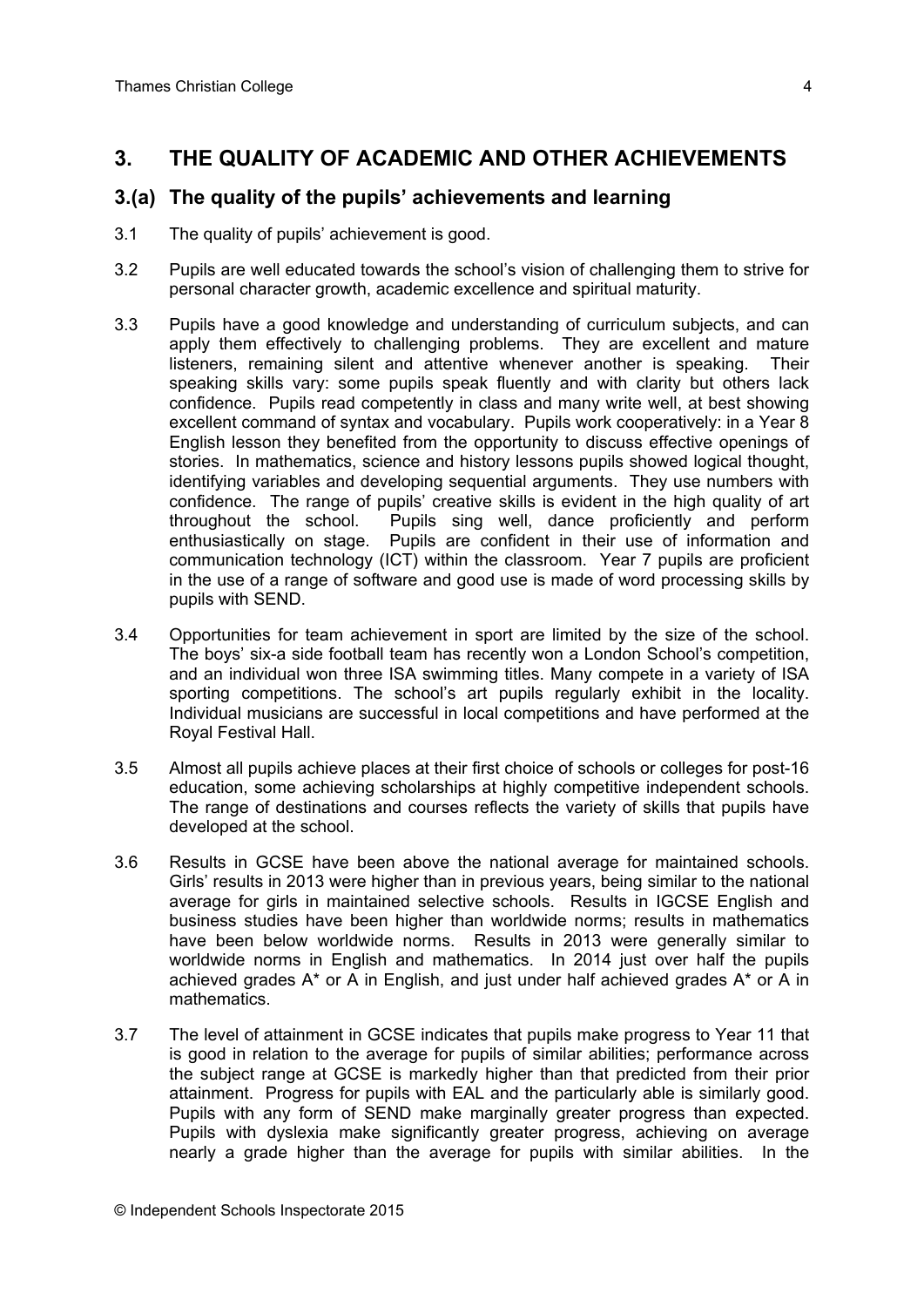## 3. THE QUALITY OF ACADEMIC AND OTHER ACHIEVEMENTS

### 3.(a) The quality of the pupils' achievements and learning

3.1 The quality of pupils' achievement is good.

3.2 Pupils are well educated towards the school's vision of challenging them to strive for personal character growth, academic excellence and spiritual maturity.

3.3 Pupils have a good knowledge and understanding of curriculum subjects, and can apply them effectively to challenging problems. They are excellent and mature listeners, remaining silent and attentive whenever another is speaking. Their speaking skills vary: some pupils speak fluently and with clarity but others lack confidence. Pupils read competently in class and many write well, at best showing excellent command of syntax and vocabulary. Pupils work cooperatively: in a Year 8 English lesson they benefited from the opportunity to discuss effective openings of stories. In mathematics, science and history lessons pupils showed logical thought, identifying variables and developing sequential arguments. They use numbers with confidence. The range of pupils' creative skills is evident in the high quality of art throughout the school. Pupils sing well, dance proficiently and perform enthusiastically on stage. Pupils are confident in their use of information and communication technology (ICT) within the classroom. Year 7 pupils are proficient in the use of a range of software and good use is made of word processing skills by pupils with SEND.

3.4 Opportunities for team achievement in sport are limited by the size of the school. The boys' six-a side football team has recently won a London School's competition, and an individual won three ISA swimming titles. Many compete in a variety of ISA sporting competitions. The school's art pupils regularly exhibit in the locality. Individual musicians are successful in local competitions and have performed at the Royal Festival Hall.

3.5 Almost all pupils achieve places at their first choice of schools or colleges for post-16 education, some achieving scholarships at highly competitive independent schools. The range of destinations and courses reflects the variety of skills that pupils have developed at the school.

3.6 Results in GCSE have been above the national average for maintained schools. Girls' results in 2013 were higher than in previous years, being similar to the national average for girls in maintained selective schools. Results in IGCSE English and business studies have been higher than worldwide norms; results in mathematics have been below worldwide norms. Results in 2013 were generally similar to worldwide norms in English and mathematics. In 2014 just over half the pupils achieved grades A* or A in English, and just under half achieved grades A* or A in mathematics.

3.7 The level of attainment in GCSE indicates that pupils make progress to Year 11 that is good in relation to the average for pupils of similar abilities; performance across the subject range at GCSE is markedly higher than that predicted from their prior attainment. Progress for pupils with EAL and the particularly able is similarly good. Pupils with any form of SEND make marginally greater progress than expected. Pupils with dyslexia make significantly greater progress, achieving on average nearly a grade higher than the average for pupils with similar abilities. In the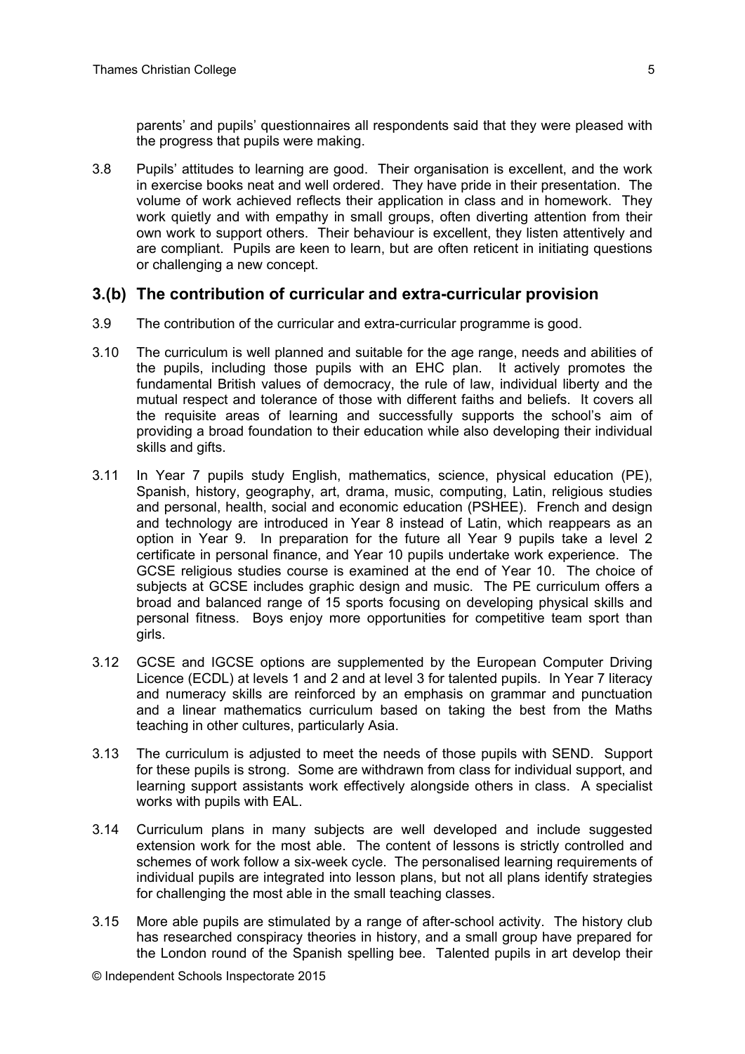parents' and pupils' questionnaires all respondents said that they were pleased with the progress that pupils were making.

3.8 Pupils' attitudes to learning are good. Their organisation is excellent, and the work in exercise books neat and well ordered. They have pride in their presentation. The volume of work achieved reflects their application in class and in homework. They work quietly and with empathy in small groups, often diverting attention from their own work to support others. Their behaviour is excellent, they listen attentively and are compliant. Pupils are keen to learn, but are often reticent in initiating questions or challenging a new concept.

## 3.(b) The contribution of curricular and extra-curricular provision

3.9 The contribution of the curricular and extra-curricular programme is good.

3.10 The curriculum is well planned and suitable for the age range, needs and abilities of the pupils, including those pupils with an EHC plan. It actively promotes the fundamental British values of democracy, the rule of law, individual liberty and the mutual respect and tolerance of those with different faiths and beliefs. It covers all the requisite areas of learning and successfully supports the school's aim of providing a broad foundation to their education while also developing their individual skills and gifts.

3.11 In Year 7 pupils study English, mathematics, science, physical education (PE), Spanish, history, geography, art, drama, music, computing, Latin, religious studies and personal, health, social and economic education (PSHEE). French and design and technology are introduced in Year 8 instead of Latin, which reappears as an option in Year 9. In preparation for the future all Year 9 pupils take a level 2 certificate in personal finance, and Year 10 pupils undertake work experience. The GCSE religious studies course is examined at the end of Year 10. The choice of subjects at GCSE includes graphic design and music. The PE curriculum offers a broad and balanced range of 15 sports focusing on developing physical skills and personal fitness. Boys enjoy more opportunities for competitive team sport than girls.

3.12 GCSE and IGCSE options are supplemented by the European Computer Driving Licence (ECDL) at levels 1 and 2 and at level 3 for talented pupils. In Year 7 literacy and numeracy skills are reinforced by an emphasis on grammar and punctuation and a linear mathematics curriculum based on taking the best from the Maths teaching in other cultures, particularly Asia.

3.13 The curriculum is adjusted to meet the needs of those pupils with SEND. Support for these pupils is strong. Some are withdrawn from class for individual support, and learning support assistants work effectively alongside others in class. A specialist works with pupils with EAL.

3.14 Curriculum plans in many subjects are well developed and include suggested extension work for the most able. The content of lessons is strictly controlled and schemes of work follow a six-week cycle. The personalised learning requirements of individual pupils are integrated into lesson plans, but not all plans identify strategies for challenging the most able in the small teaching classes.

3.15 More able pupils are stimulated by a range of after-school activity. The history club has researched conspiracy theories in history, and a small group have prepared for the London round of the Spanish spelling bee. Talented pupils in art develop their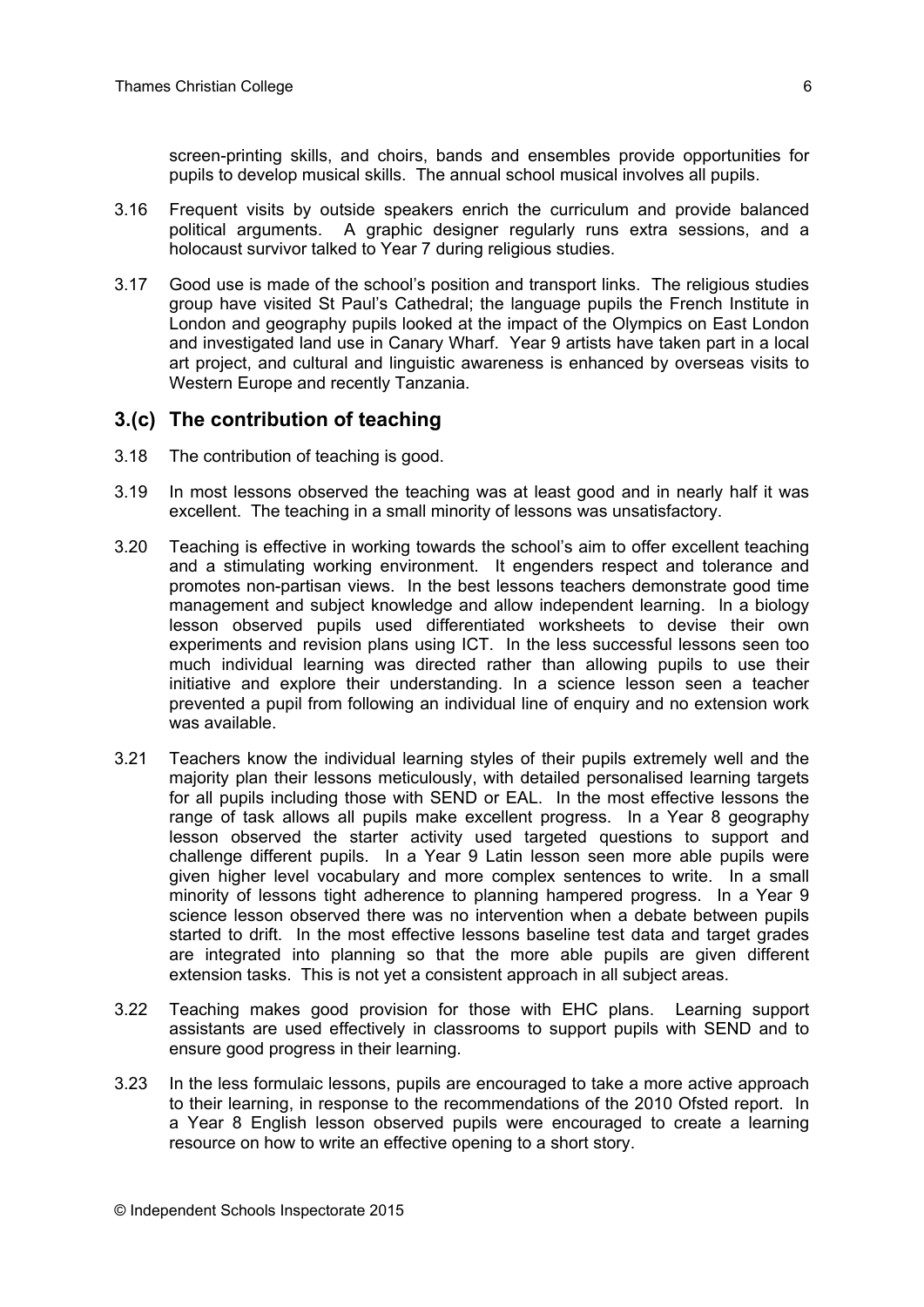screen-printing skills, and choirs, bands and ensembles provide opportunities for pupils to develop musical skills. The annual school musical involves all pupils.

3.16 Frequent visits by outside speakers enrich the curriculum and provide balanced political arguments. A graphic designer regularly runs extra sessions, and a holocaust survivor talked to Year 7 during religious studies.

3.17 Good use is made of the school's position and transport links. The religious studies group have visited St Paul's Cathedral; the language pupils the French Institute in London and geography pupils looked at the impact of the Olympics on East London and investigated land use in Canary Wharf. Year 9 artists have taken part in a local art project, and cultural and linguistic awareness is enhanced by overseas visits to Western Europe and recently Tanzania.

## 3.(c) The contribution of teaching

3.18 The contribution of teaching is good.

3.19 In most lessons observed the teaching was at least good and in nearly half it was excellent. The teaching in a small minority of lessons was unsatisfactory.

3.20 Teaching is effective in working towards the school's aim to offer excellent teaching and a stimulating working environment. It engenders respect and tolerance and promotes non-partisan views. In the best lessons teachers demonstrate good time management and subject knowledge and allow independent learning. In a biology lesson observed pupils used differentiated worksheets to devise their own experiments and revision plans using ICT. In the less successful lessons seen too much individual learning was directed rather than allowing pupils to use their initiative and explore their understanding. In a science lesson seen a teacher prevented a pupil from following an individual line of enquiry and no extension work was available.

3.21 Teachers know the individual learning styles of their pupils extremely well and the majority plan their lessons meticulously, with detailed personalised learning targets for all pupils including those with SEND or EAL. In the most effective lessons the range of task allows all pupils make excellent progress. In a Year 8 geography lesson observed the starter activity used targeted questions to support and challenge different pupils. In a Year 9 Latin lesson seen more able pupils were given higher level vocabulary and more complex sentences to write. In a small minority of lessons tight adherence to planning hampered progress. In a Year 9 science lesson observed there was no intervention when a debate between pupils started to drift. In the most effective lessons baseline test data and target grades are integrated into planning so that the more able pupils are given different extension tasks. This is not yet a consistent approach in all subject areas.

3.22 Teaching makes good provision for those with EHC plans. Learning support assistants are used effectively in classrooms to support pupils with SEND and to ensure good progress in their learning.

3.23 In the less formulaic lessons, pupils are encouraged to take a more active approach to their learning, in response to the recommendations of the 2010 Ofsted report. In a Year 8 English lesson observed pupils were encouraged to create a learning resource on how to write an effective opening to a short story.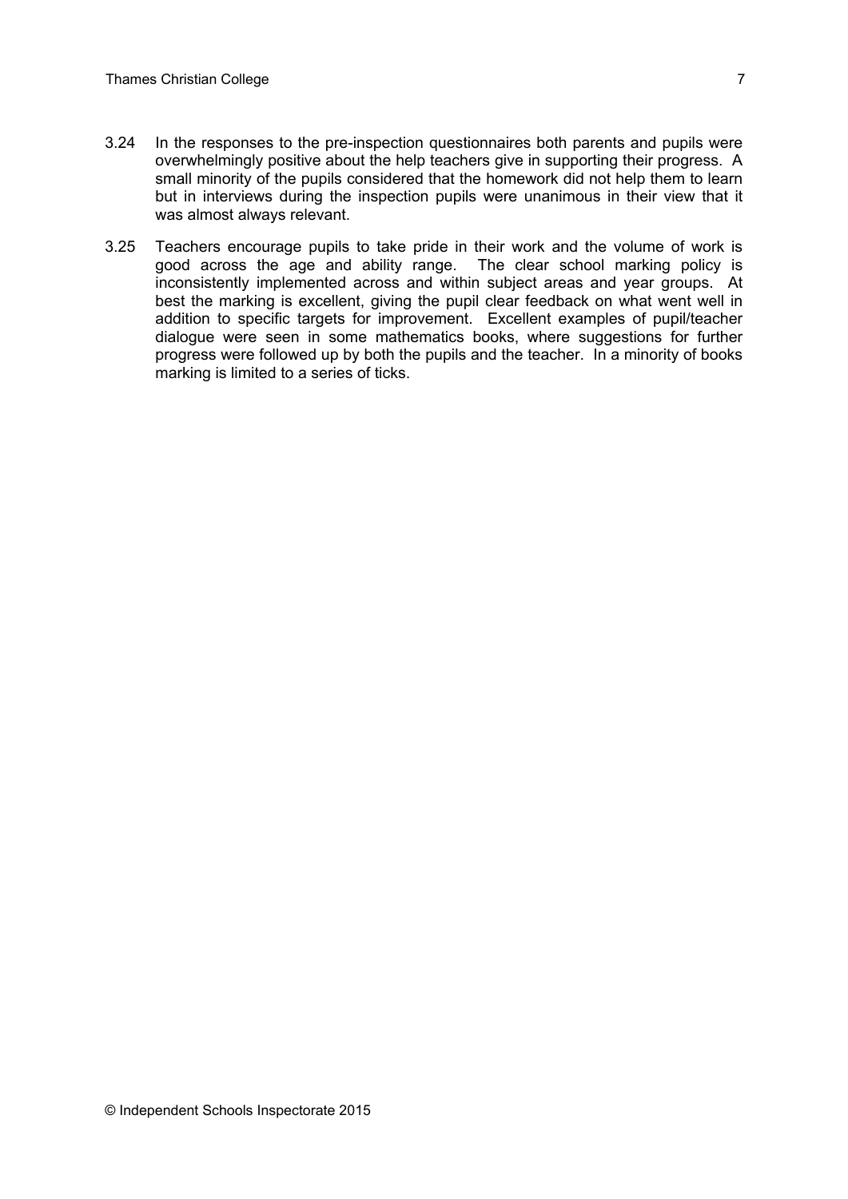3.24 In the responses to the pre-inspection questionnaires both parents and pupils were overwhelmingly positive about the help teachers give in supporting their progress. A small minority of the pupils considered that the homework did not help them to learn but in interviews during the inspection pupils were unanimous in their view that it was almost always relevant.

3.25 Teachers encourage pupils to take pride in their work and the volume of work is good across the age and ability range. The clear school marking policy is inconsistently implemented across and within subject areas and year groups. At best the marking is excellent, giving the pupil clear feedback on what went well in addition to specific targets for improvement. Excellent examples of pupil/teacher dialogue were seen in some mathematics books, where suggestions for further progress were followed up by both the pupils and the teacher. In a minority of books marking is limited to a series of ticks.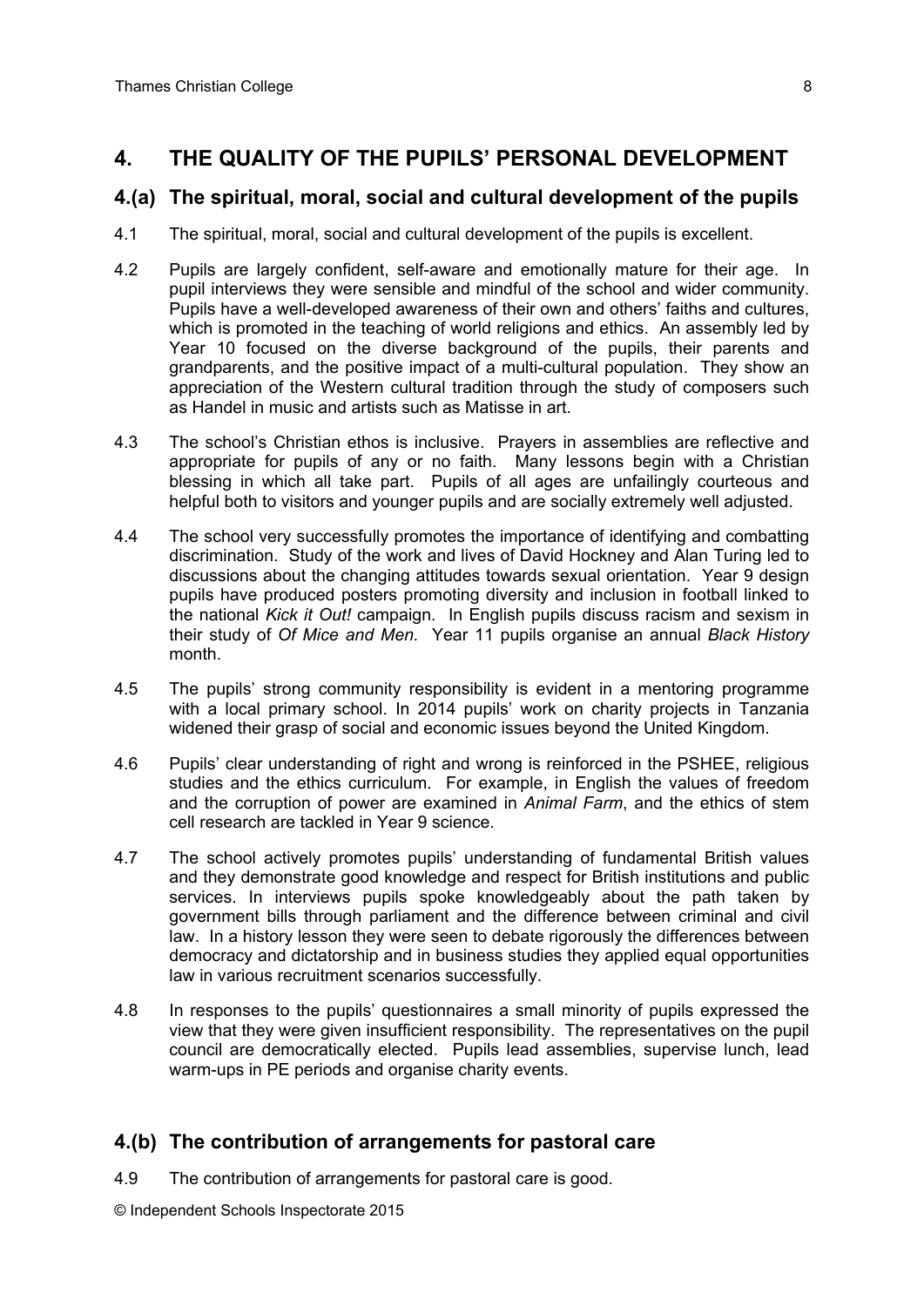## 4. THE QUALITY OF THE PUPILS' PERSONAL DEVELOPMENT

### 4.(a) The spiritual, moral, social and cultural development of the pupils

4.1 The spiritual, moral, social and cultural development of the pupils is excellent.

4.2 Pupils are largely confident, self-aware and emotionally mature for their age. In pupil interviews they were sensible and mindful of the school and wider community. Pupils have a well-developed awareness of their own and others' faiths and cultures, which is promoted in the teaching of world religions and ethics. An assembly led by Year 10 focused on the diverse background of the pupils, their parents and grandparents, and the positive impact of a multi-cultural population. They show an appreciation of the Western cultural tradition through the study of composers such as Handel in music and artists such as Matisse in art.

4.3 The school's Christian ethos is inclusive. Prayers in assemblies are reflective and appropriate for pupils of any or no faith. Many lessons begin with a Christian blessing in which all take part. Pupils of all ages are unfailingly courteous and helpful both to visitors and younger pupils and are socially extremely well adjusted.

4.4 The school very successfully promotes the importance of identifying and combatting discrimination. Study of the work and lives of David Hockney and Alan Turing led to discussions about the changing attitudes towards sexual orientation. Year 9 design pupils have produced posters promoting diversity and inclusion in football linked to the national *Kick it Out!* campaign. In English pupils discuss racism and sexism in their study of *Of Mice and Men.* Year 11 pupils organise an annual *Black History* month.

4.5 The pupils' strong community responsibility is evident in a mentoring programme with a local primary school. In 2014 pupils' work on charity projects in Tanzania widened their grasp of social and economic issues beyond the United Kingdom.

4.6 Pupils' clear understanding of right and wrong is reinforced in the PSHEE, religious studies and the ethics curriculum. For example, in English the values of freedom and the corruption of power are examined in *Animal Farm*, and the ethics of stem cell research are tackled in Year 9 science.

4.7 The school actively promotes pupils' understanding of fundamental British values and they demonstrate good knowledge and respect for British institutions and public services. In interviews pupils spoke knowledgeably about the path taken by government bills through parliament and the difference between criminal and civil law. In a history lesson they were seen to debate rigorously the differences between democracy and dictatorship and in business studies they applied equal opportunities law in various recruitment scenarios successfully.

4.8 In responses to the pupils' questionnaires a small minority of pupils expressed the view that they were given insufficient responsibility. The representatives on the pupil council are democratically elected. Pupils lead assemblies, supervise lunch, lead warm-ups in PE periods and organise charity events.

### 4.(b) The contribution of arrangements for pastoral care

4.9 The contribution of arrangements for pastoral care is good.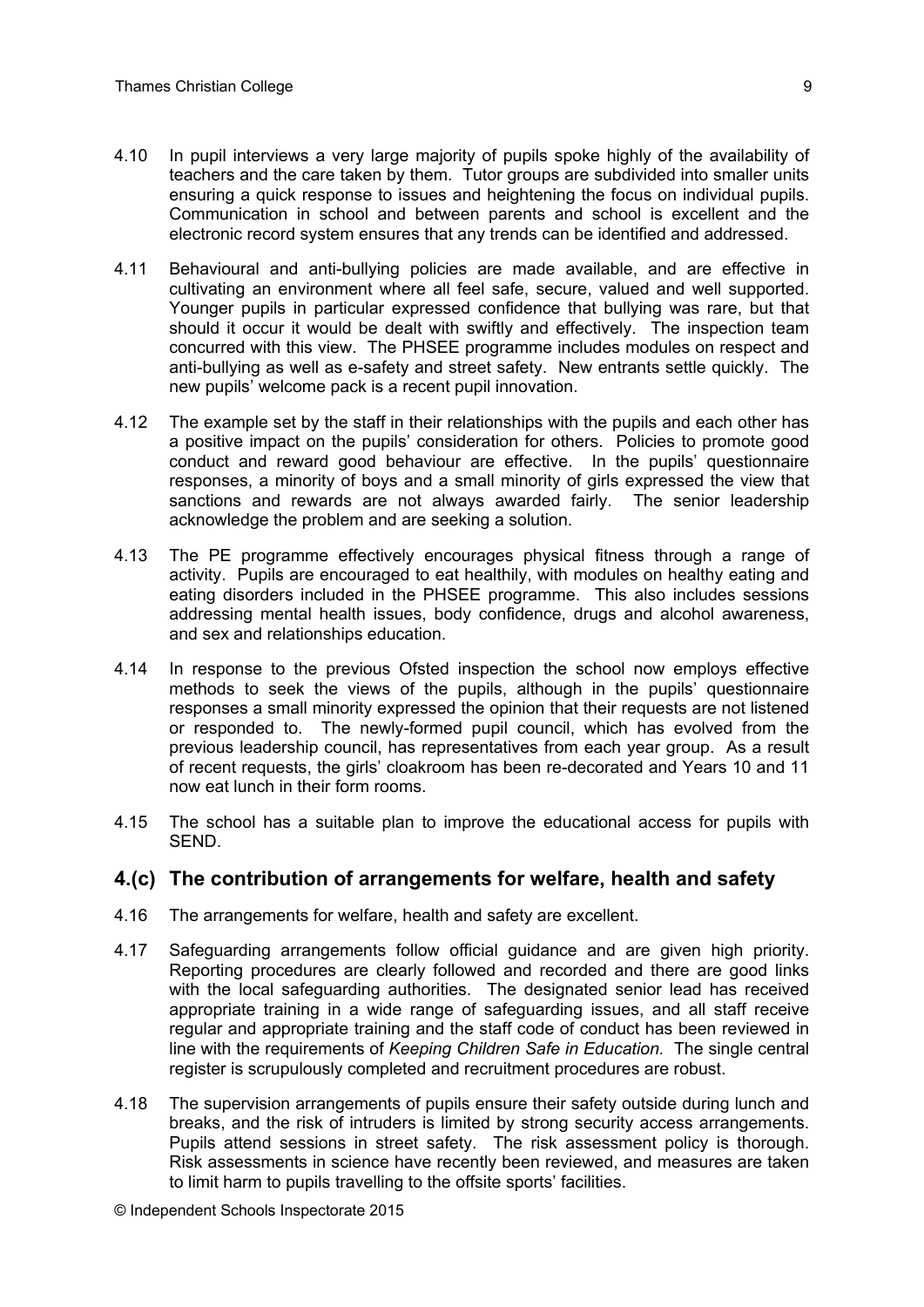4.10 In pupil interviews a very large majority of pupils spoke highly of the availability of teachers and the care taken by them. Tutor groups are subdivided into smaller units ensuring a quick response to issues and heightening the focus on individual pupils. Communication in school and between parents and school is excellent and the electronic record system ensures that any trends can be identified and addressed.

4.11 Behavioural and anti-bullying policies are made available, and are effective in cultivating an environment where all feel safe, secure, valued and well supported. Younger pupils in particular expressed confidence that bullying was rare, but that should it occur it would be dealt with swiftly and effectively. The inspection team concurred with this view. The PHSEE programme includes modules on respect and anti-bullying as well as e-safety and street safety. New entrants settle quickly. The new pupils' welcome pack is a recent pupil innovation.

4.12 The example set by the staff in their relationships with the pupils and each other has a positive impact on the pupils' consideration for others. Policies to promote good conduct and reward good behaviour are effective. In the pupils' questionnaire responses, a minority of boys and a small minority of girls expressed the view that sanctions and rewards are not always awarded fairly. The senior leadership acknowledge the problem and are seeking a solution.

4.13 The PE programme effectively encourages physical fitness through a range of activity. Pupils are encouraged to eat healthily, with modules on healthy eating and eating disorders included in the PHSEE programme. This also includes sessions addressing mental health issues, body confidence, drugs and alcohol awareness, and sex and relationships education.

4.14 In response to the previous Ofsted inspection the school now employs effective methods to seek the views of the pupils, although in the pupils' questionnaire responses a small minority expressed the opinion that their requests are not listened or responded to. The newly-formed pupil council, which has evolved from the previous leadership council, has representatives from each year group. As a result of recent requests, the girls' cloakroom has been re-decorated and Years 10 and 11 now eat lunch in their form rooms.

4.15 The school has a suitable plan to improve the educational access for pupils with SEND.

## 4.(c) The contribution of arrangements for welfare, health and safety

4.16 The arrangements for welfare, health and safety are excellent.

4.17 Safeguarding arrangements follow official guidance and are given high priority. Reporting procedures are clearly followed and recorded and there are good links with the local safeguarding authorities. The designated senior lead has received appropriate training in a wide range of safeguarding issues, and all staff receive regular and appropriate training and the staff code of conduct has been reviewed in line with the requirements of *Keeping Children Safe in Education.* The single central register is scrupulously completed and recruitment procedures are robust.

4.18 The supervision arrangements of pupils ensure their safety outside during lunch and breaks, and the risk of intruders is limited by strong security access arrangements. Pupils attend sessions in street safety. The risk assessment policy is thorough. Risk assessments in science have recently been reviewed, and measures are taken to limit harm to pupils travelling to the offsite sports' facilities.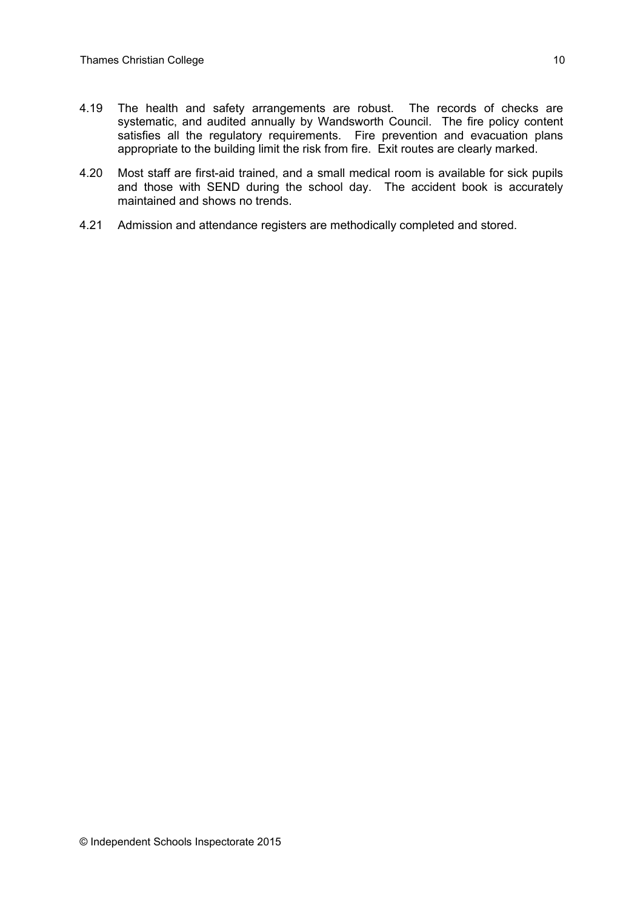4.19 The health and safety arrangements are robust. The records of checks are systematic, and audited annually by Wandsworth Council. The fire policy content satisfies all the regulatory requirements. Fire prevention and evacuation plans appropriate to the building limit the risk from fire. Exit routes are clearly marked.

4.20 Most staff are first-aid trained, and a small medical room is available for sick pupils and those with SEND during the school day. The accident book is accurately maintained and shows no trends.

4.21 Admission and attendance registers are methodically completed and stored.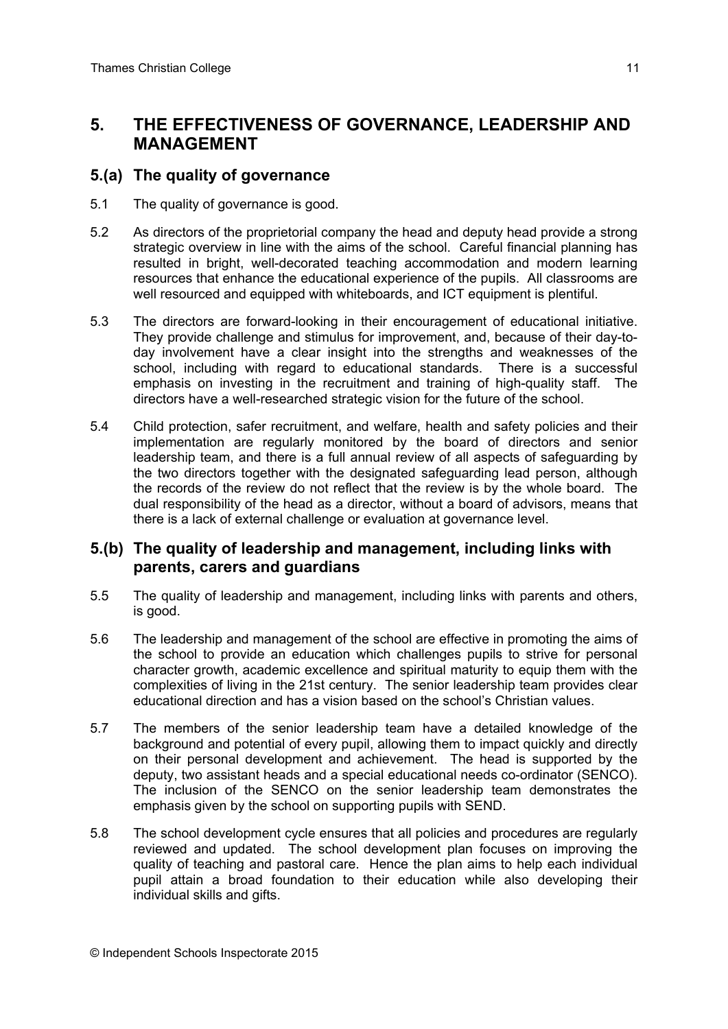## 5. THE EFFECTIVENESS OF GOVERNANCE, LEADERSHIP AND MANAGEMENT

### 5.(a) The quality of governance

5.1 The quality of governance is good.

5.2 As directors of the proprietorial company the head and deputy head provide a strong strategic overview in line with the aims of the school. Careful financial planning has resulted in bright, well-decorated teaching accommodation and modern learning resources that enhance the educational experience of the pupils. All classrooms are well resourced and equipped with whiteboards, and ICT equipment is plentiful.

5.3 The directors are forward-looking in their encouragement of educational initiative. They provide challenge and stimulus for improvement, and, because of their day-to-day involvement have a clear insight into the strengths and weaknesses of the school, including with regard to educational standards. There is a successful emphasis on investing in the recruitment and training of high-quality staff. The directors have a well-researched strategic vision for the future of the school.

5.4 Child protection, safer recruitment, and welfare, health and safety policies and their implementation are regularly monitored by the board of directors and senior leadership team, and there is a full annual review of all aspects of safeguarding by the two directors together with the designated safeguarding lead person, although the records of the review do not reflect that the review is by the whole board. The dual responsibility of the head as a director, without a board of advisors, means that there is a lack of external challenge or evaluation at governance level.

### 5.(b) The quality of leadership and management, including links with parents, carers and guardians

5.5 The quality of leadership and management, including links with parents and others, is good.

5.6 The leadership and management of the school are effective in promoting the aims of the school to provide an education which challenges pupils to strive for personal character growth, academic excellence and spiritual maturity to equip them with the complexities of living in the 21st century. The senior leadership team provides clear educational direction and has a vision based on the school's Christian values.

5.7 The members of the senior leadership team have a detailed knowledge of the background and potential of every pupil, allowing them to impact quickly and directly on their personal development and achievement. The head is supported by the deputy, two assistant heads and a special educational needs co-ordinator (SENCO). The inclusion of the SENCO on the senior leadership team demonstrates the emphasis given by the school on supporting pupils with SEND.

5.8 The school development cycle ensures that all policies and procedures are regularly reviewed and updated. The school development plan focuses on improving the quality of teaching and pastoral care. Hence the plan aims to help each individual pupil attain a broad foundation to their education while also developing their individual skills and gifts.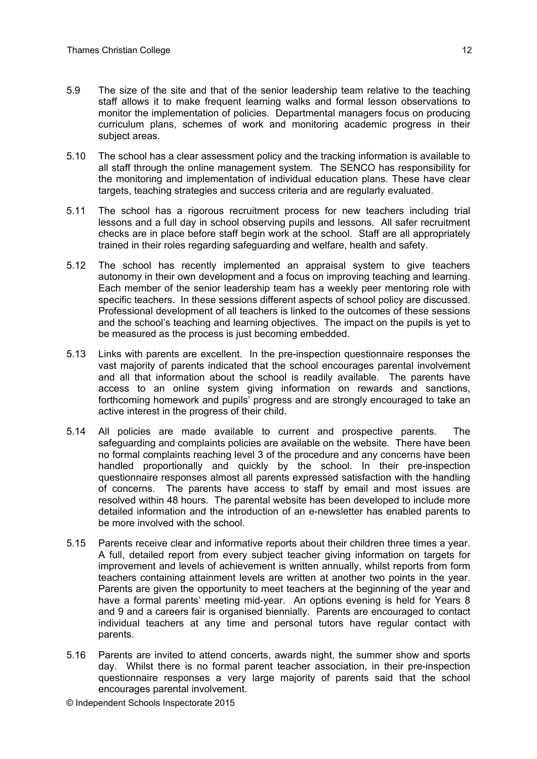5.9 The size of the site and that of the senior leadership team relative to the teaching staff allows it to make frequent learning walks and formal lesson observations to monitor the implementation of policies. Departmental managers focus on producing curriculum plans, schemes of work and monitoring academic progress in their subject areas.

5.10 The school has a clear assessment policy and the tracking information is available to all staff through the online management system. The SENCO has responsibility for the monitoring and implementation of individual education plans. These have clear targets, teaching strategies and success criteria and are regularly evaluated.

5.11 The school has a rigorous recruitment process for new teachers including trial lessons and a full day in school observing pupils and lessons. All safer recruitment checks are in place before staff begin work at the school. Staff are all appropriately trained in their roles regarding safeguarding and welfare, health and safety.

5.12 The school has recently implemented an appraisal system to give teachers autonomy in their own development and a focus on improving teaching and learning. Each member of the senior leadership team has a weekly peer mentoring role with specific teachers. In these sessions different aspects of school policy are discussed. Professional development of all teachers is linked to the outcomes of these sessions and the school's teaching and learning objectives. The impact on the pupils is yet to be measured as the process is just becoming embedded.

5.13 Links with parents are excellent. In the pre-inspection questionnaire responses the vast majority of parents indicated that the school encourages parental involvement and all that information about the school is readily available. The parents have access to an online system giving information on rewards and sanctions, forthcoming homework and pupils' progress and are strongly encouraged to take an active interest in the progress of their child.

5.14 All policies are made available to current and prospective parents. The safeguarding and complaints policies are available on the website. There have been no formal complaints reaching level 3 of the procedure and any concerns have been handled proportionally and quickly by the school. In their pre-inspection questionnaire responses almost all parents expressed satisfaction with the handling of concerns. The parents have access to staff by email and most issues are resolved within 48 hours. The parental website has been developed to include more detailed information and the introduction of an e-newsletter has enabled parents to be more involved with the school.

5.15 Parents receive clear and informative reports about their children three times a year. A full, detailed report from every subject teacher giving information on targets for improvement and levels of achievement is written annually, whilst reports from form teachers containing attainment levels are written at another two points in the year. Parents are given the opportunity to meet teachers at the beginning of the year and have a formal parents' meeting mid-year. An options evening is held for Years 8 and 9 and a careers fair is organised biennially. Parents are encouraged to contact individual teachers at any time and personal tutors have regular contact with parents.

5.16 Parents are invited to attend concerts, awards night, the summer show and sports day. Whilst there is no formal parent teacher association, in their pre-inspection questionnaire responses a very large majority of parents said that the school encourages parental involvement.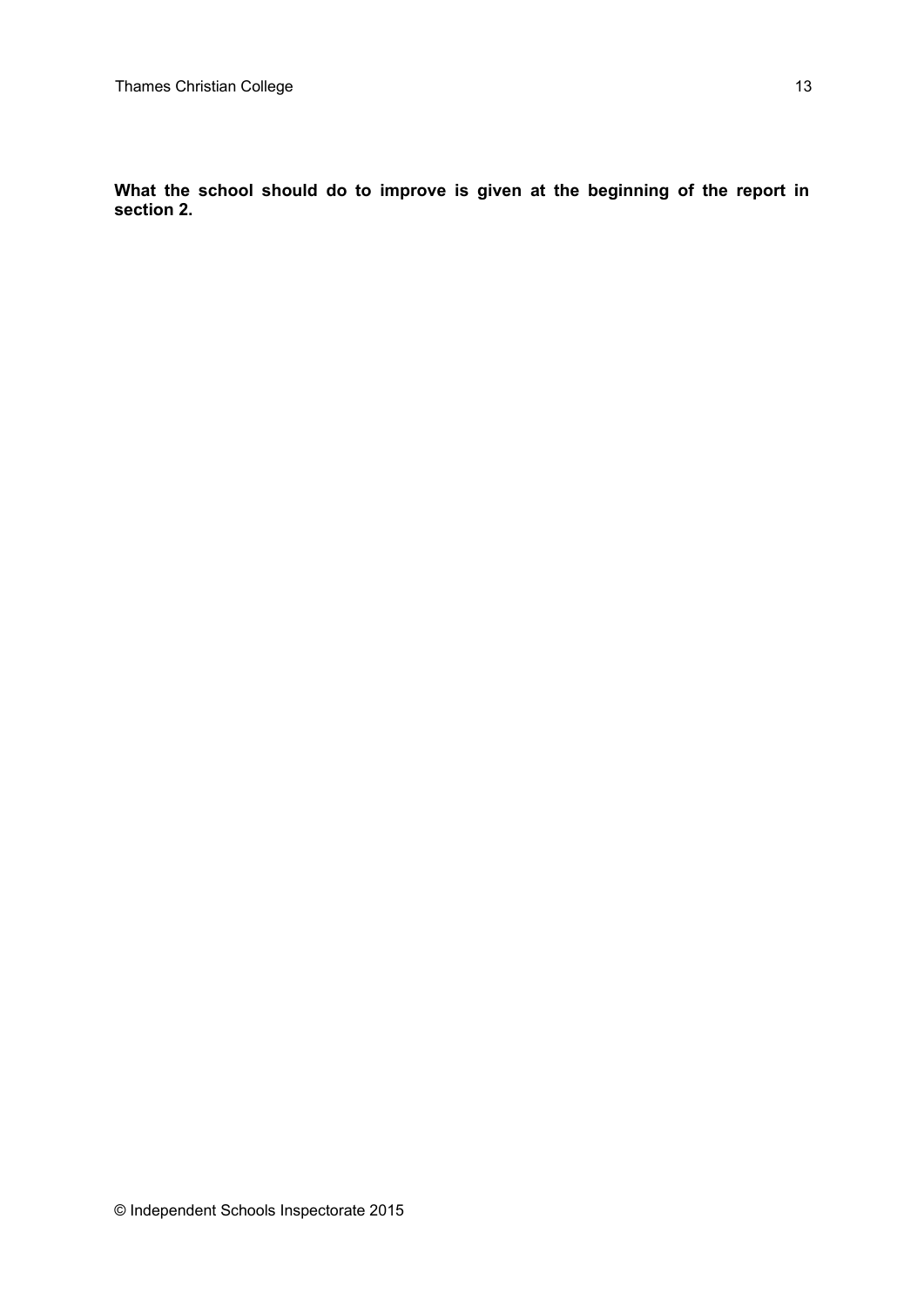**What the school should do to improve is given at the beginning of the report in section 2.**